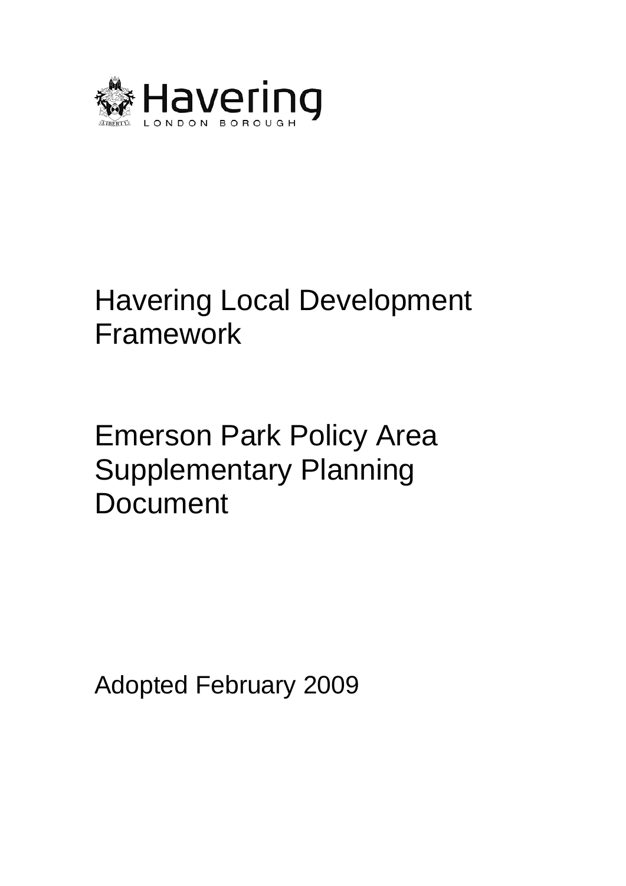Havering
LONDON BOROUGH

# Havering Local Development Framework

# Emerson Park Policy Area Supplementary Planning Document

Adopted February 2009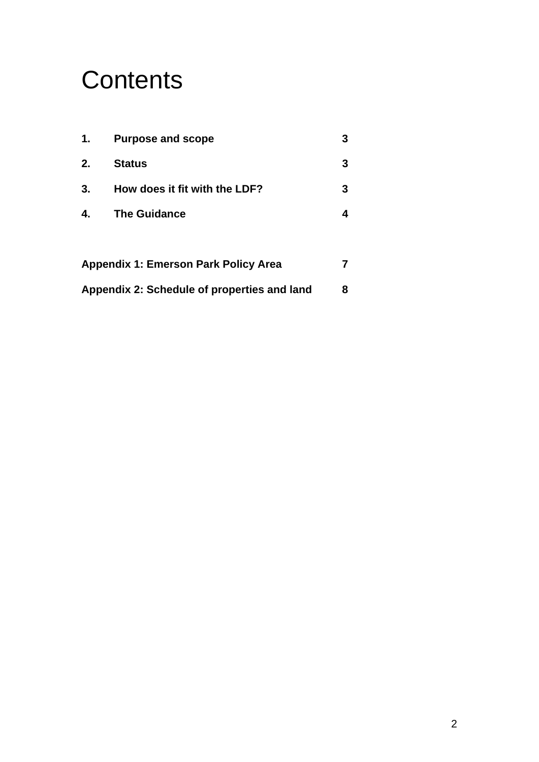# Contents

| | | |
|---|---|---|
| **1.** | **Purpose and scope** | **3** |
| **2.** | **Status** | **3** |
| **3.** | **How does it fit with the LDF?** | **3** |
| **4.** | **The Guidance** | **4** |

| | |
|---|---|
| **Appendix 1: Emerson Park Policy Area** | **7** |
| **Appendix 2: Schedule of properties and land** | **8** |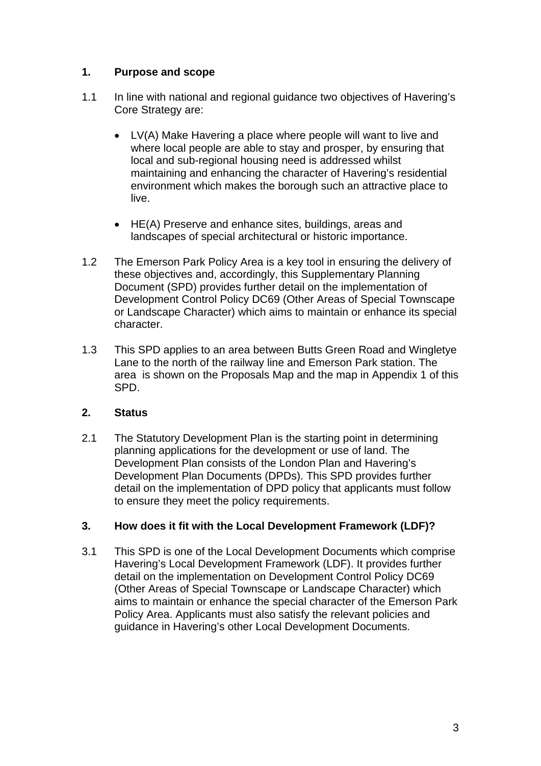## 1. Purpose and scope

1.1 In line with national and regional guidance two objectives of Havering's Core Strategy are:

- LV(A) Make Havering a place where people will want to live and where local people are able to stay and prosper, by ensuring that local and sub-regional housing need is addressed whilst maintaining and enhancing the character of Havering's residential environment which makes the borough such an attractive place to live.
- HE(A) Preserve and enhance sites, buildings, areas and landscapes of special architectural or historic importance.

1.2 The Emerson Park Policy Area is a key tool in ensuring the delivery of these objectives and, accordingly, this Supplementary Planning Document (SPD) provides further detail on the implementation of Development Control Policy DC69 (Other Areas of Special Townscape or Landscape Character) which aims to maintain or enhance its special character.

1.3 This SPD applies to an area between Butts Green Road and Wingletye Lane to the north of the railway line and Emerson Park station. The area is shown on the Proposals Map and the map in Appendix 1 of this SPD.

## 2. Status

2.1 The Statutory Development Plan is the starting point in determining planning applications for the development or use of land. The Development Plan consists of the London Plan and Havering's Development Plan Documents (DPDs). This SPD provides further detail on the implementation of DPD policy that applicants must follow to ensure they meet the policy requirements.

## 3. How does it fit with the Local Development Framework (LDF)?

3.1 This SPD is one of the Local Development Documents which comprise Havering's Local Development Framework (LDF). It provides further detail on the implementation on Development Control Policy DC69 (Other Areas of Special Townscape or Landscape Character) which aims to maintain or enhance the special character of the Emerson Park Policy Area. Applicants must also satisfy the relevant policies and guidance in Havering's other Local Development Documents.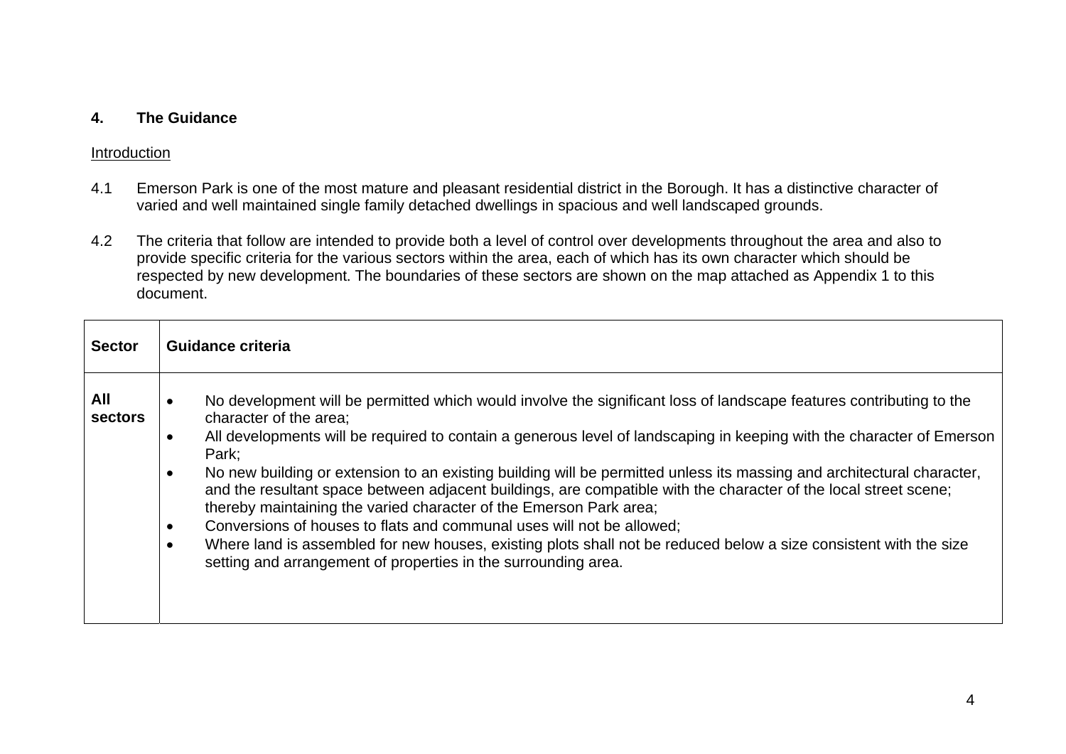## 4. The Guidance

Introduction

4.1 Emerson Park is one of the most mature and pleasant residential district in the Borough. It has a distinctive character of varied and well maintained single family detached dwellings in spacious and well landscaped grounds.

4.2 The criteria that follow are intended to provide both a level of control over developments throughout the area and also to provide specific criteria for the various sectors within the area, each of which has its own character which should be respected by new development. The boundaries of these sectors are shown on the map attached as Appendix 1 to this document.

| **Sector** | **Guidance criteria** |
|---|---|
| **All sectors** | • No development will be permitted which would involve the significant loss of landscape features contributing to the character of the area;<br>• All developments will be required to contain a generous level of landscaping in keeping with the character of Emerson Park;<br>• No new building or extension to an existing building will be permitted unless its massing and architectural character, and the resultant space between adjacent buildings, are compatible with the character of the local street scene; thereby maintaining the varied character of the Emerson Park area;<br>• Conversions of houses to flats and communal uses will not be allowed;<br>• Where land is assembled for new houses, existing plots shall not be reduced below a size consistent with the size setting and arrangement of properties in the surrounding area. |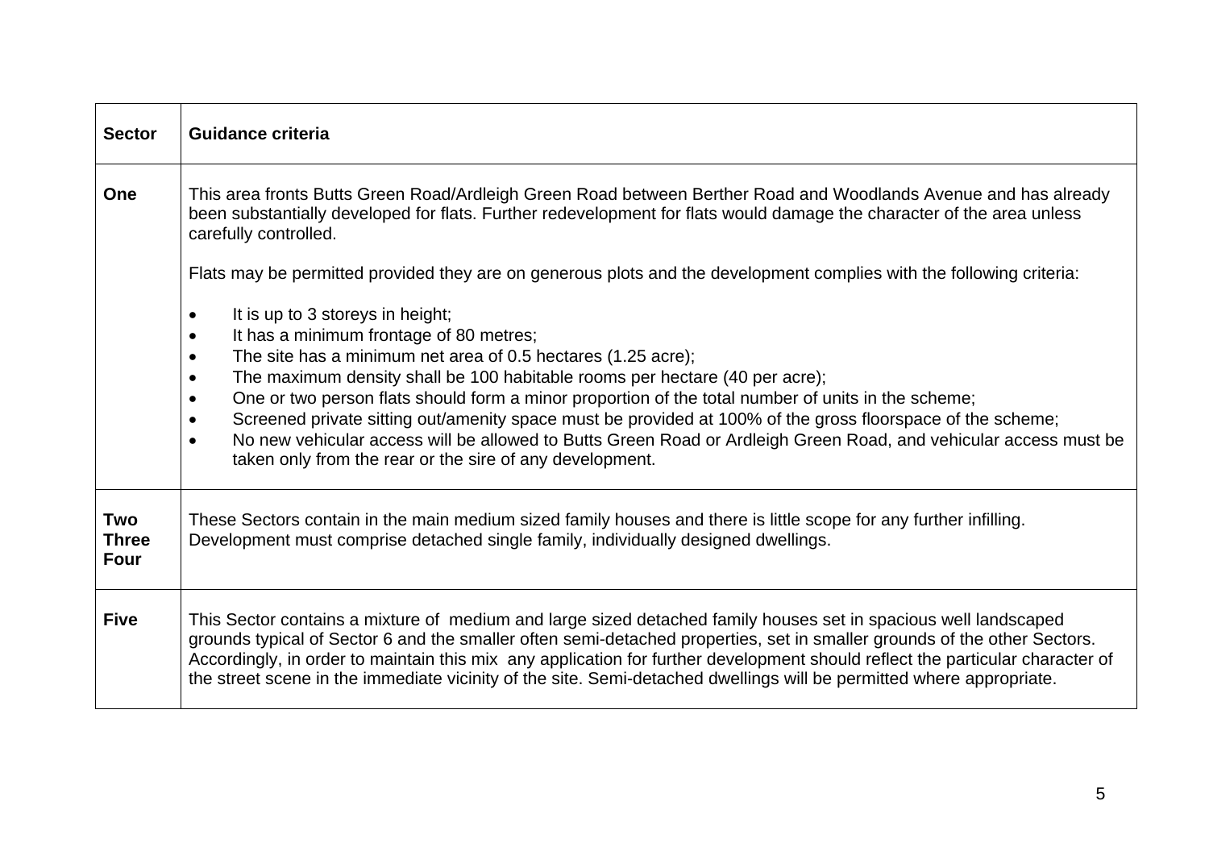| Sector | Guidance criteria |
|---|---|
| **One** | This area fronts Butts Green Road/Ardleigh Green Road between Berther Road and Woodlands Avenue and has already been substantially developed for flats. Further redevelopment for flats would damage the character of the area unless carefully controlled.<br><br>Flats may be permitted provided they are on generous plots and the development complies with the following criteria:<br><br>• It is up to 3 storeys in height;<br>• It has a minimum frontage of 80 metres;<br>• The site has a minimum net area of 0.5 hectares (1.25 acre);<br>• The maximum density shall be 100 habitable rooms per hectare (40 per acre);<br>• One or two person flats should form a minor proportion of the total number of units in the scheme;<br>• Screened private sitting out/amenity space must be provided at 100% of the gross floorspace of the scheme;<br>• No new vehicular access will be allowed to Butts Green Road or Ardleigh Green Road, and vehicular access must be taken only from the rear or the sire of any development. |
| **Two<br>Three<br>Four** | These Sectors contain in the main medium sized family houses and there is little scope for any further infilling. Development must comprise detached single family, individually designed dwellings. |
| **Five** | This Sector contains a mixture of medium and large sized detached family houses set in spacious well landscaped grounds typical of Sector 6 and the smaller often semi-detached properties, set in smaller grounds of the other Sectors. Accordingly, in order to maintain this mix any application for further development should reflect the particular character of the street scene in the immediate vicinity of the site. Semi-detached dwellings will be permitted where appropriate. |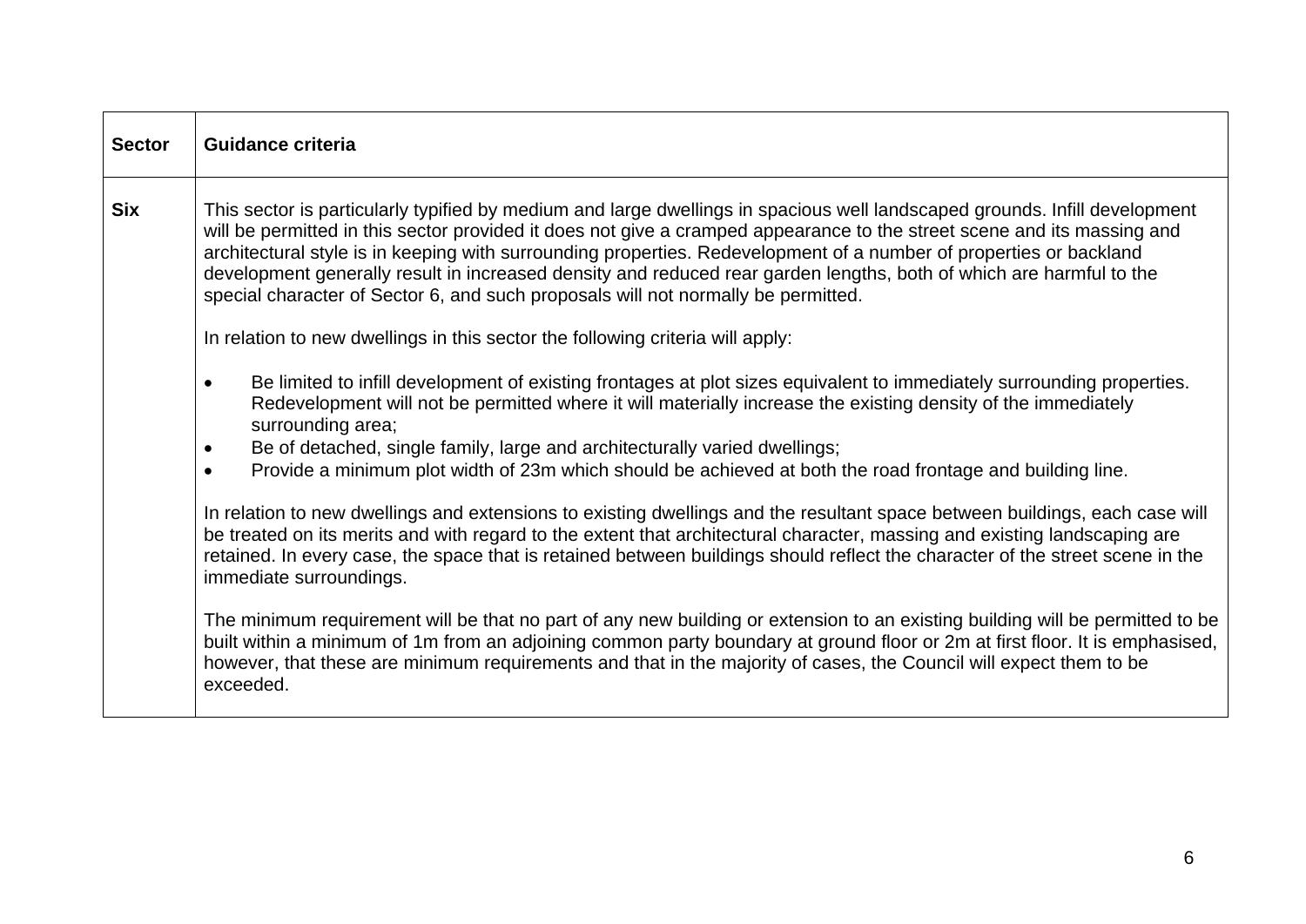| Sector | Guidance criteria |
|---|---|
| **Six** | This sector is particularly typified by medium and large dwellings in spacious well landscaped grounds. Infill development will be permitted in this sector provided it does not give a cramped appearance to the street scene and its massing and architectural style is in keeping with surrounding properties. Redevelopment of a number of properties or backland development generally result in increased density and reduced rear garden lengths, both of which are harmful to the special character of Sector 6, and such proposals will not normally be permitted.<br><br>In relation to new dwellings in this sector the following criteria will apply:<br><br>• Be limited to infill development of existing frontages at plot sizes equivalent to immediately surrounding properties. Redevelopment will not be permitted where it will materially increase the existing density of the immediately surrounding area;<br>• Be of detached, single family, large and architecturally varied dwellings;<br>• Provide a minimum plot width of 23m which should be achieved at both the road frontage and building line.<br><br>In relation to new dwellings and extensions to existing dwellings and the resultant space between buildings, each case will be treated on its merits and with regard to the extent that architectural character, massing and existing landscaping are retained. In every case, the space that is retained between buildings should reflect the character of the street scene in the immediate surroundings.<br><br>The minimum requirement will be that no part of any new building or extension to an existing building will be permitted to be built within a minimum of 1m from an adjoining common party boundary at ground floor or 2m at first floor. It is emphasised, however, that these are minimum requirements and that in the majority of cases, the Council will expect them to be exceeded. |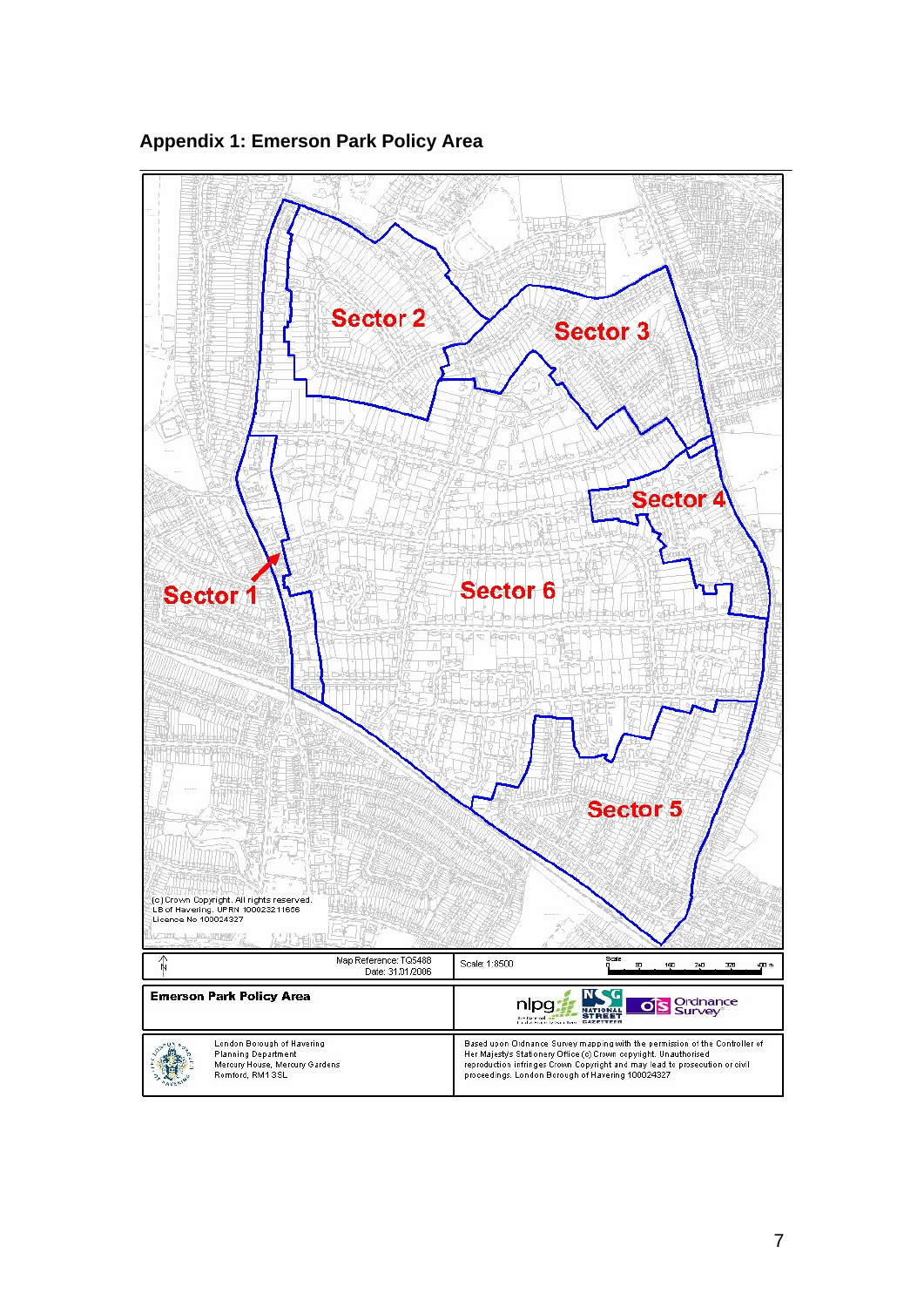## Appendix 1: Emerson Park Policy Area

Sector 2

Sector 3

Sector 4

Sector 1

Sector 6

Sector 5

(c) Crown Copyright. All rights reserved.
LB of Havering. UPRN 100023211656
Licence No 100024327

Map Reference: TQ5488
Date: 31.01/2006

Scale 1:8500

**Emerson Park Policy Area**

London Borough of Havering
Planning Department
Mercury House, Mercury Gardens
Romford, RM1 3SL

Based upon Ordnance Survey mapping with the permission of the Controller of Her Majesty's Stationery Office (c) Crown copyright. Unauthorised reproduction infringes Crown Copyright and may lead to prosecution or civil proceedings. London Borough of Havering 100024327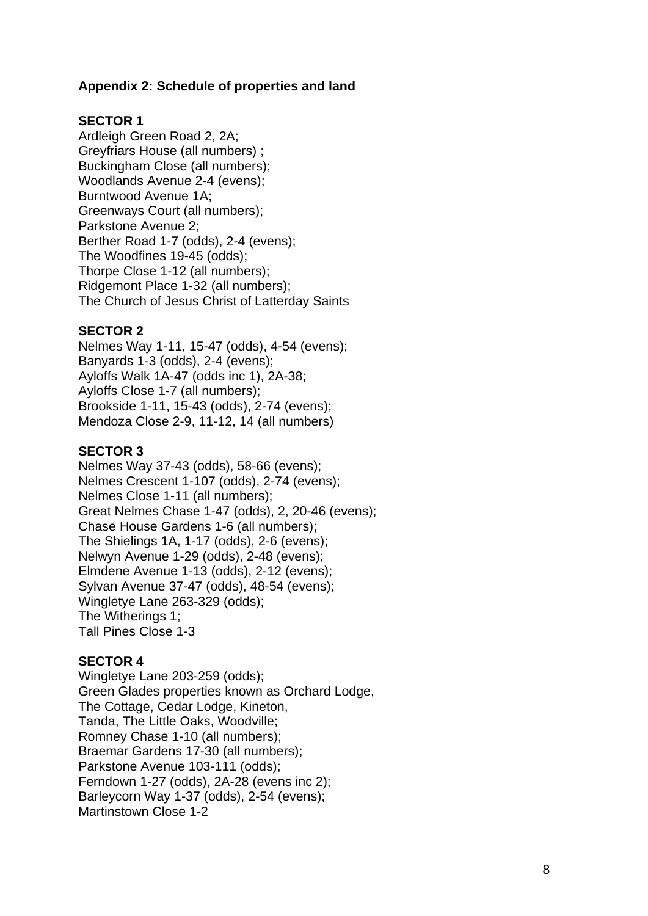**Appendix 2: Schedule of properties and land**

**SECTOR 1**

Ardleigh Green Road 2, 2A;
Greyfriars House (all numbers) ;
Buckingham Close (all numbers);
Woodlands Avenue 2-4 (evens);
Burntwood Avenue 1A;
Greenways Court (all numbers);
Parkstone Avenue 2;
Berther Road 1-7 (odds), 2-4 (evens);
The Woodfines 19-45 (odds);
Thorpe Close 1-12 (all numbers);
Ridgemont Place 1-32 (all numbers);
The Church of Jesus Christ of Latterday Saints

**SECTOR 2**

Nelmes Way 1-11, 15-47 (odds), 4-54 (evens);
Banyards 1-3 (odds), 2-4 (evens);
Ayloffs Walk 1A-47 (odds inc 1), 2A-38;
Ayloffs Close 1-7 (all numbers);
Brookside 1-11, 15-43 (odds), 2-74 (evens);
Mendoza Close 2-9, 11-12, 14 (all numbers)

**SECTOR 3**

Nelmes Way 37-43 (odds), 58-66 (evens);
Nelmes Crescent 1-107 (odds), 2-74 (evens);
Nelmes Close 1-11 (all numbers);
Great Nelmes Chase 1-47 (odds), 2, 20-46 (evens);
Chase House Gardens 1-6 (all numbers);
The Shielings 1A, 1-17 (odds), 2-6 (evens);
Nelwyn Avenue 1-29 (odds), 2-48 (evens);
Elmdene Avenue 1-13 (odds), 2-12 (evens);
Sylvan Avenue 37-47 (odds), 48-54 (evens);
Wingletye Lane 263-329 (odds);
The Witherings 1;
Tall Pines Close 1-3

**SECTOR 4**

Wingletye Lane 203-259 (odds);
Green Glades properties known as Orchard Lodge,
The Cottage, Cedar Lodge, Kineton,
Tanda, The Little Oaks, Woodville;
Romney Chase 1-10 (all numbers);
Braemar Gardens 17-30 (all numbers);
Parkstone Avenue 103-111 (odds);
Ferndown 1-27 (odds), 2A-28 (evens inc 2);
Barleycorn Way 1-37 (odds), 2-54 (evens);
Martinstown Close 1-2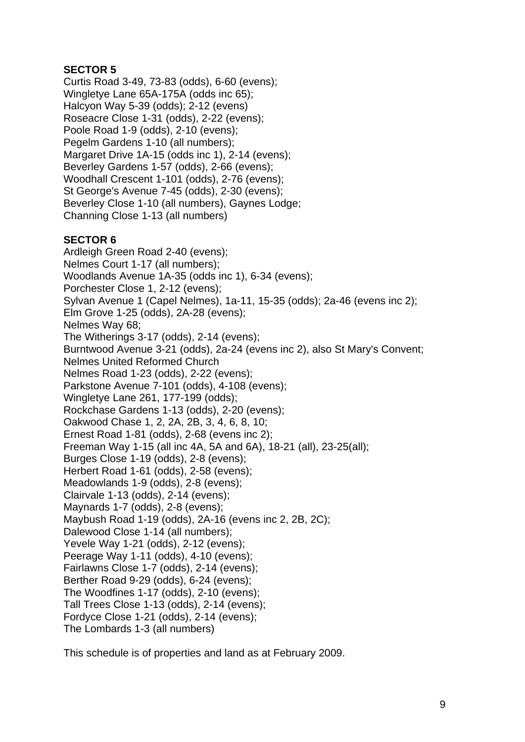**SECTOR 5**

Curtis Road 3-49, 73-83 (odds), 6-60 (evens);
Wingletye Lane 65A-175A (odds inc 65);
Halcyon Way 5-39 (odds); 2-12 (evens)
Roseacre Close 1-31 (odds), 2-22 (evens);
Poole Road 1-9 (odds), 2-10 (evens);
Pegelm Gardens 1-10 (all numbers);
Margaret Drive 1A-15 (odds inc 1), 2-14 (evens);
Beverley Gardens 1-57 (odds), 2-66 (evens);
Woodhall Crescent 1-101 (odds), 2-76 (evens);
St George's Avenue 7-45 (odds), 2-30 (evens);
Beverley Close 1-10 (all numbers), Gaynes Lodge;
Channing Close 1-13 (all numbers)

**SECTOR 6**

Ardleigh Green Road 2-40 (evens);
Nelmes Court 1-17 (all numbers);
Woodlands Avenue 1A-35 (odds inc 1), 6-34 (evens);
Porchester Close 1, 2-12 (evens);
Sylvan Avenue 1 (Capel Nelmes), 1a-11, 15-35 (odds); 2a-46 (evens inc 2);
Elm Grove 1-25 (odds), 2A-28 (evens);
Nelmes Way 68;
The Witherings 3-17 (odds), 2-14 (evens);
Burntwood Avenue 3-21 (odds), 2a-24 (evens inc 2), also St Mary's Convent;
Nelmes United Reformed Church
Nelmes Road 1-23 (odds), 2-22 (evens);
Parkstone Avenue 7-101 (odds), 4-108 (evens);
Wingletye Lane 261, 177-199 (odds);
Rockchase Gardens 1-13 (odds), 2-20 (evens);
Oakwood Chase 1, 2, 2A, 2B, 3, 4, 6, 8, 10;
Ernest Road 1-81 (odds), 2-68 (evens inc 2);
Freeman Way 1-15 (all inc 4A, 5A and 6A), 18-21 (all), 23-25(all);
Burges Close 1-19 (odds), 2-8 (evens);
Herbert Road 1-61 (odds), 2-58 (evens);
Meadowlands 1-9 (odds), 2-8 (evens);
Clairvale 1-13 (odds), 2-14 (evens);
Maynards 1-7 (odds), 2-8 (evens);
Maybush Road 1-19 (odds), 2A-16 (evens inc 2, 2B, 2C);
Dalewood Close 1-14 (all numbers);
Yevele Way 1-21 (odds), 2-12 (evens);
Peerage Way 1-11 (odds), 4-10 (evens);
Fairlawns Close 1-7 (odds), 2-14 (evens);
Berther Road 9-29 (odds), 6-24 (evens);
The Woodfines 1-17 (odds), 2-10 (evens);
Tall Trees Close 1-13 (odds), 2-14 (evens);
Fordyce Close 1-21 (odds), 2-14 (evens);
The Lombards 1-3 (all numbers)

This schedule is of properties and land as at February 2009.